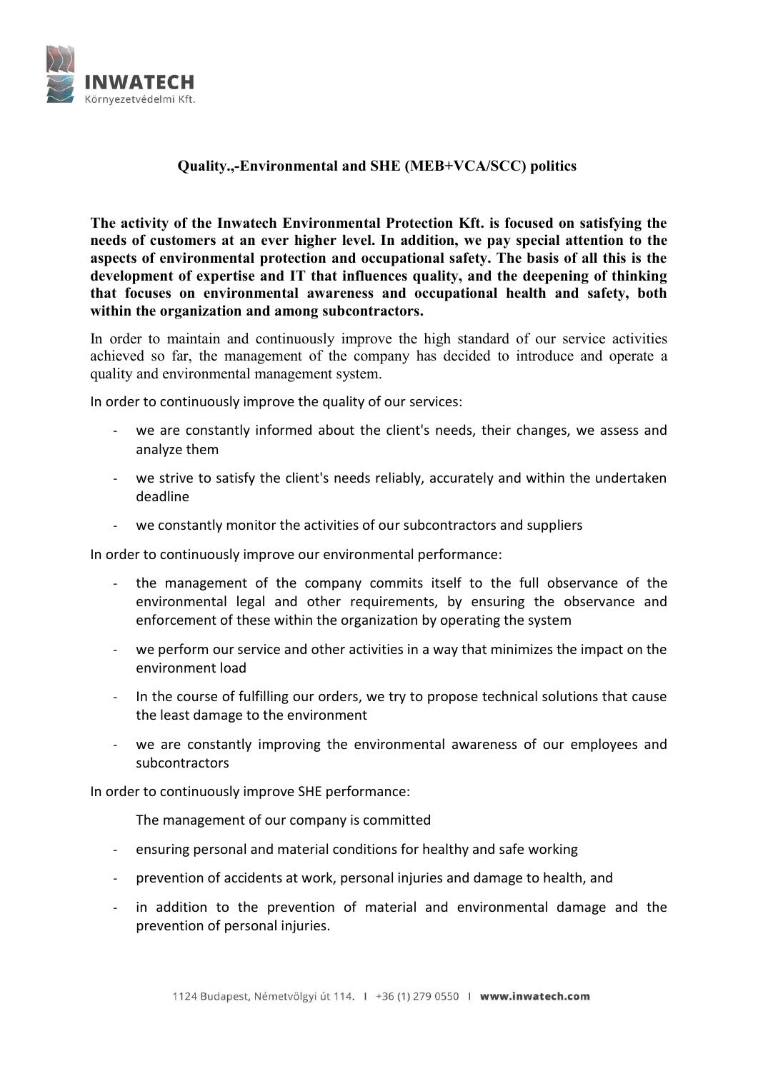## Quality.,-Environmental and SHE (MEB+VCA/SCC) politics

**The activity of the Inwatech Environmental Protection Kft. is focused on satisfying the needs of customers at an ever higher level. In addition, we pay special attention to the aspects of environmental protection and occupational safety. The basis of all this is the development of expertise and IT that influences quality, and the deepening of thinking that focuses on environmental awareness and occupational health and safety, both within the organization and among subcontractors.**

In order to maintain and continuously improve the high standard of our service activities achieved so far, the management of the company has decided to introduce and operate a quality and environmental management system.

In order to continuously improve the quality of our services:

- we are constantly informed about the client's needs, their changes, we assess and analyze them
- we strive to satisfy the client's needs reliably, accurately and within the undertaken deadline
- we constantly monitor the activities of our subcontractors and suppliers

In order to continuously improve our environmental performance:

- the management of the company commits itself to the full observance of the environmental legal and other requirements, by ensuring the observance and enforcement of these within the organization by operating the system
- we perform our service and other activities in a way that minimizes the impact on the environment load
- In the course of fulfilling our orders, we try to propose technical solutions that cause the least damage to the environment
- we are constantly improving the environmental awareness of our employees and subcontractors

In order to continuously improve SHE performance:

The management of our company is committed

- ensuring personal and material conditions for healthy and safe working
- prevention of accidents at work, personal injuries and damage to health, and
- in addition to the prevention of material and environmental damage and the prevention of personal injuries.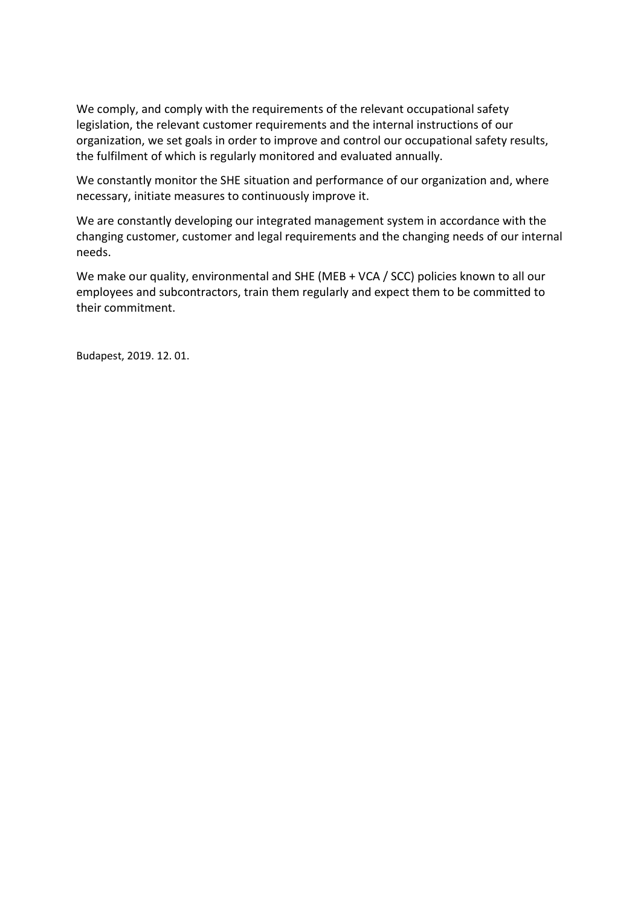We comply, and comply with the requirements of the relevant occupational safety legislation, the relevant customer requirements and the internal instructions of our organization, we set goals in order to improve and control our occupational safety results, the fulfilment of which is regularly monitored and evaluated annually.

We constantly monitor the SHE situation and performance of our organization and, where necessary, initiate measures to continuously improve it.

We are constantly developing our integrated management system in accordance with the changing customer, customer and legal requirements and the changing needs of our internal needs.

We make our quality, environmental and SHE (MEB + VCA / SCC) policies known to all our employees and subcontractors, train them regularly and expect them to be committed to their commitment.

Budapest, 2019. 12. 01.